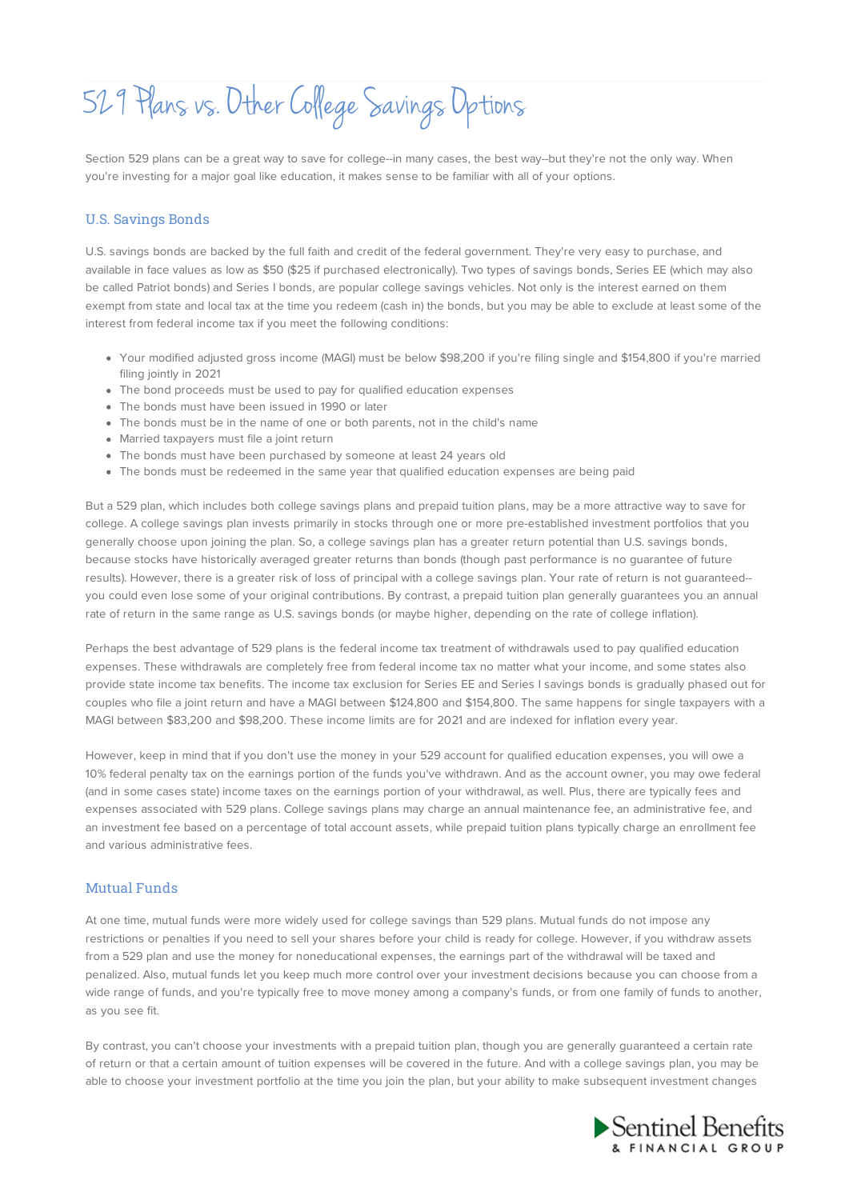# 529 Plans vs. Other College Savings Options

Section 529 plans can be a great way to save for college--in many cases, the best way--but they're not the only way. When you're investing for a major goal like education, it makes sense to be familiar with all of your options.

## U.S. Savings Bonds

U.S. savings bonds are backed by the full faith and credit of the federal government. They're very easy to purchase, and available in face values as low as $50 ($25 if purchased electronically). Two types of savings bonds, Series EE (which may also be called Patriot bonds) and Series I bonds, are popular college savings vehicles. Not only is the interest earned on them exempt from state and local tax at the time you redeem (cash in) the bonds, but you may be able to exclude at least some of the interest from federal income tax if you meet the following conditions:

- Your modified adjusted gross income (MAGI) must be below $98,200 if you're filing single and $154,800 if you're married filing jointly in 2021
- The bond proceeds must be used to pay for qualified education expenses
- The bonds must have been issued in 1990 or later
- The bonds must be in the name of one or both parents, not in the child's name
- Married taxpayers must file a joint return
- The bonds must have been purchased by someone at least 24 years old
- The bonds must be redeemed in the same year that qualified education expenses are being paid

But a 529 plan, which includes both college savings plans and prepaid tuition plans, may be a more attractive way to save for college. A college savings plan invests primarily in stocks through one or more pre-established investment portfolios that you generally choose upon joining the plan. So, a college savings plan has a greater return potential than U.S. savings bonds, because stocks have historically averaged greater returns than bonds (though past performance is no guarantee of future results). However, there is a greater risk of loss of principal with a college savings plan. Your rate of return is not guaranteed--you could even lose some of your original contributions. By contrast, a prepaid tuition plan generally guarantees you an annual rate of return in the same range as U.S. savings bonds (or maybe higher, depending on the rate of college inflation).

Perhaps the best advantage of 529 plans is the federal income tax treatment of withdrawals used to pay qualified education expenses. These withdrawals are completely free from federal income tax no matter what your income, and some states also provide state income tax benefits. The income tax exclusion for Series EE and Series I savings bonds is gradually phased out for couples who file a joint return and have a MAGI between $124,800 and $154,800. The same happens for single taxpayers with a MAGI between $83,200 and $98,200. These income limits are for 2021 and are indexed for inflation every year.

However, keep in mind that if you don't use the money in your 529 account for qualified education expenses, you will owe a 10% federal penalty tax on the earnings portion of the funds you've withdrawn. And as the account owner, you may owe federal (and in some cases state) income taxes on the earnings portion of your withdrawal, as well. Plus, there are typically fees and expenses associated with 529 plans. College savings plans may charge an annual maintenance fee, an administrative fee, and an investment fee based on a percentage of total account assets, while prepaid tuition plans typically charge an enrollment fee and various administrative fees.

## Mutual Funds

At one time, mutual funds were more widely used for college savings than 529 plans. Mutual funds do not impose any restrictions or penalties if you need to sell your shares before your child is ready for college. However, if you withdraw assets from a 529 plan and use the money for noneducational expenses, the earnings part of the withdrawal will be taxed and penalized. Also, mutual funds let you keep much more control over your investment decisions because you can choose from a wide range of funds, and you're typically free to move money among a company's funds, or from one family of funds to another, as you see fit.

By contrast, you can't choose your investments with a prepaid tuition plan, though you are generally guaranteed a certain rate of return or that a certain amount of tuition expenses will be covered in the future. And with a college savings plan, you may be able to choose your investment portfolio at the time you join the plan, but your ability to make subsequent investment changes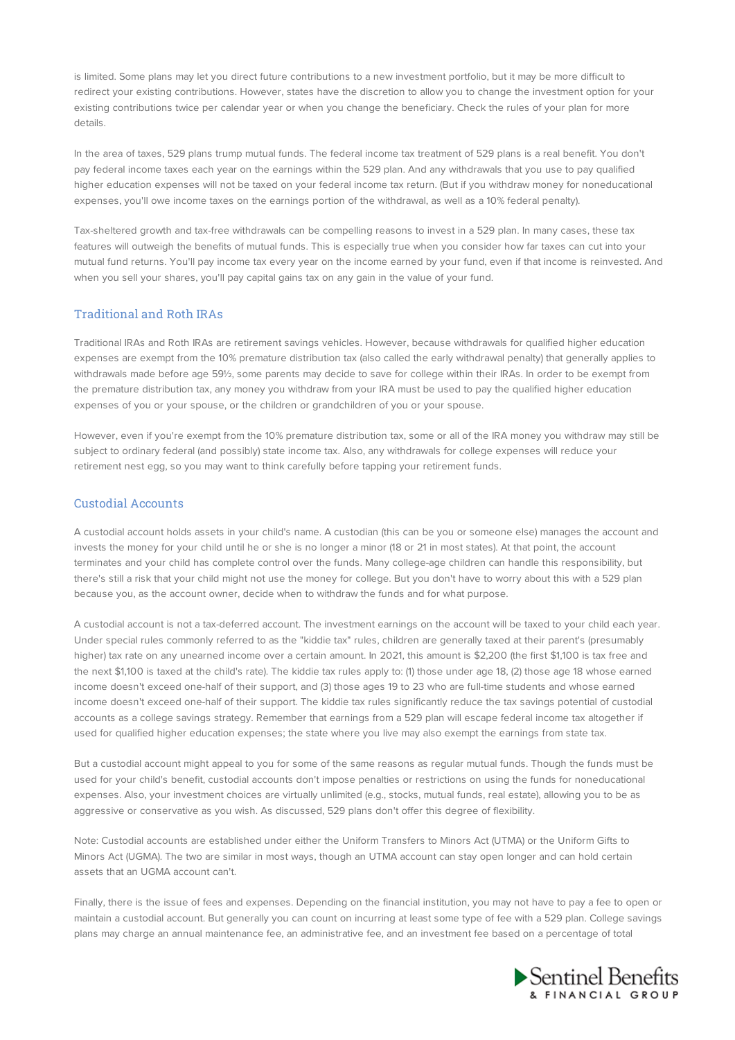is limited. Some plans may let you direct future contributions to a new investment portfolio, but it may be more difficult to redirect your existing contributions. However, states have the discretion to allow you to change the investment option for your existing contributions twice per calendar year or when you change the beneficiary. Check the rules of your plan for more details.

In the area of taxes, 529 plans trump mutual funds. The federal income tax treatment of 529 plans is a real benefit. You don't pay federal income taxes each year on the earnings within the 529 plan. And any withdrawals that you use to pay qualified higher education expenses will not be taxed on your federal income tax return. (But if you withdraw money for noneducational expenses, you'll owe income taxes on the earnings portion of the withdrawal, as well as a 10% federal penalty).

Tax-sheltered growth and tax-free withdrawals can be compelling reasons to invest in a 529 plan. In many cases, these tax features will outweigh the benefits of mutual funds. This is especially true when you consider how far taxes can cut into your mutual fund returns. You'll pay income tax every year on the income earned by your fund, even if that income is reinvested. And when you sell your shares, you'll pay capital gains tax on any gain in the value of your fund.

## Traditional and Roth IRAs

Traditional IRAs and Roth IRAs are retirement savings vehicles. However, because withdrawals for qualified higher education expenses are exempt from the 10% premature distribution tax (also called the early withdrawal penalty) that generally applies to withdrawals made before age 59½, some parents may decide to save for college within their IRAs. In order to be exempt from the premature distribution tax, any money you withdraw from your IRA must be used to pay the qualified higher education expenses of you or your spouse, or the children or grandchildren of you or your spouse.

However, even if you're exempt from the 10% premature distribution tax, some or all of the IRA money you withdraw may still be subject to ordinary federal (and possibly) state income tax. Also, any withdrawals for college expenses will reduce your retirement nest egg, so you may want to think carefully before tapping your retirement funds.

## Custodial Accounts

A custodial account holds assets in your child's name. A custodian (this can be you or someone else) manages the account and invests the money for your child until he or she is no longer a minor (18 or 21 in most states). At that point, the account terminates and your child has complete control over the funds. Many college-age children can handle this responsibility, but there's still a risk that your child might not use the money for college. But you don't have to worry about this with a 529 plan because you, as the account owner, decide when to withdraw the funds and for what purpose.

A custodial account is not a tax-deferred account. The investment earnings on the account will be taxed to your child each year. Under special rules commonly referred to as the "kiddie tax" rules, children are generally taxed at their parent's (presumably higher) tax rate on any unearned income over a certain amount. In 2021, this amount is $2,200 (the first $1,100 is tax free and the next $1,100 is taxed at the child's rate). The kiddie tax rules apply to: (1) those under age 18, (2) those age 18 whose earned income doesn't exceed one-half of their support, and (3) those ages 19 to 23 who are full-time students and whose earned income doesn't exceed one-half of their support. The kiddie tax rules significantly reduce the tax savings potential of custodial accounts as a college savings strategy. Remember that earnings from a 529 plan will escape federal income tax altogether if used for qualified higher education expenses; the state where you live may also exempt the earnings from state tax.

But a custodial account might appeal to you for some of the same reasons as regular mutual funds. Though the funds must be used for your child's benefit, custodial accounts don't impose penalties or restrictions on using the funds for noneducational expenses. Also, your investment choices are virtually unlimited (e.g., stocks, mutual funds, real estate), allowing you to be as aggressive or conservative as you wish. As discussed, 529 plans don't offer this degree of flexibility.

Note: Custodial accounts are established under either the Uniform Transfers to Minors Act (UTMA) or the Uniform Gifts to Minors Act (UGMA). The two are similar in most ways, though an UTMA account can stay open longer and can hold certain assets that an UGMA account can't.

Finally, there is the issue of fees and expenses. Depending on the financial institution, you may not have to pay a fee to open or maintain a custodial account. But generally you can count on incurring at least some type of fee with a 529 plan. College savings plans may charge an annual maintenance fee, an administrative fee, and an investment fee based on a percentage of total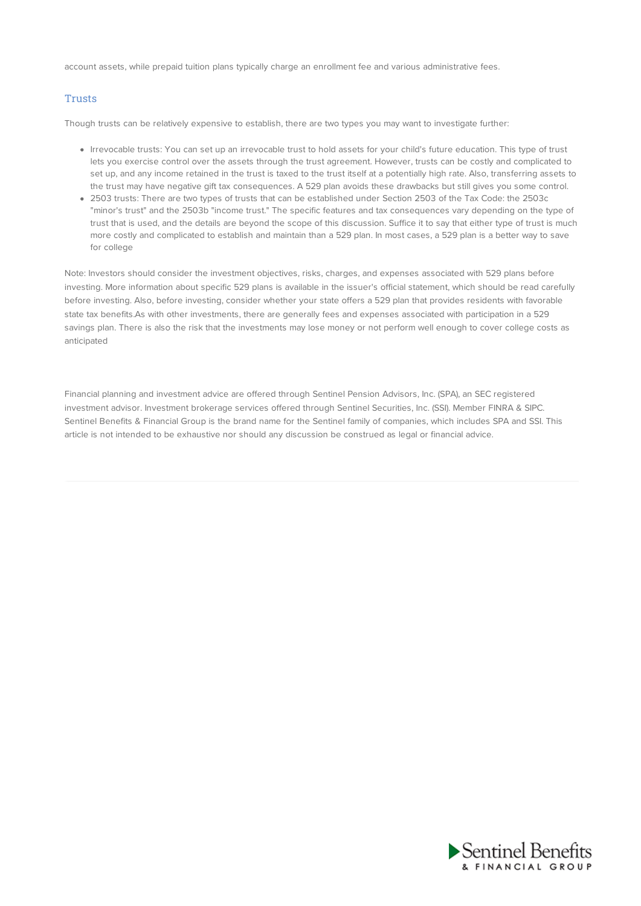account assets, while prepaid tuition plans typically charge an enrollment fee and various administrative fees.

## Trusts

Though trusts can be relatively expensive to establish, there are two types you may want to investigate further:

- Irrevocable trusts: You can set up an irrevocable trust to hold assets for your child's future education. This type of trust lets you exercise control over the assets through the trust agreement. However, trusts can be costly and complicated to set up, and any income retained in the trust is taxed to the trust itself at a potentially high rate. Also, transferring assets to the trust may have negative gift tax consequences. A 529 plan avoids these drawbacks but still gives you some control.
- 2503 trusts: There are two types of trusts that can be established under Section 2503 of the Tax Code: the 2503c "minor's trust" and the 2503b "income trust." The specific features and tax consequences vary depending on the type of trust that is used, and the details are beyond the scope of this discussion. Suffice it to say that either type of trust is much more costly and complicated to establish and maintain than a 529 plan. In most cases, a 529 plan is a better way to save for college

Note: Investors should consider the investment objectives, risks, charges, and expenses associated with 529 plans before investing. More information about specific 529 plans is available in the issuer's official statement, which should be read carefully before investing. Also, before investing, consider whether your state offers a 529 plan that provides residents with favorable state tax benefits.As with other investments, there are generally fees and expenses associated with participation in a 529 savings plan. There is also the risk that the investments may lose money or not perform well enough to cover college costs as anticipated

Financial planning and investment advice are offered through Sentinel Pension Advisors, Inc. (SPA), an SEC registered investment advisor. Investment brokerage services offered through Sentinel Securities, Inc. (SSI). Member FINRA & SIPC. Sentinel Benefits & Financial Group is the brand name for the Sentinel family of companies, which includes SPA and SSI. This article is not intended to be exhaustive nor should any discussion be construed as legal or financial advice.

Sentinel Benefits & FINANCIAL GROUP